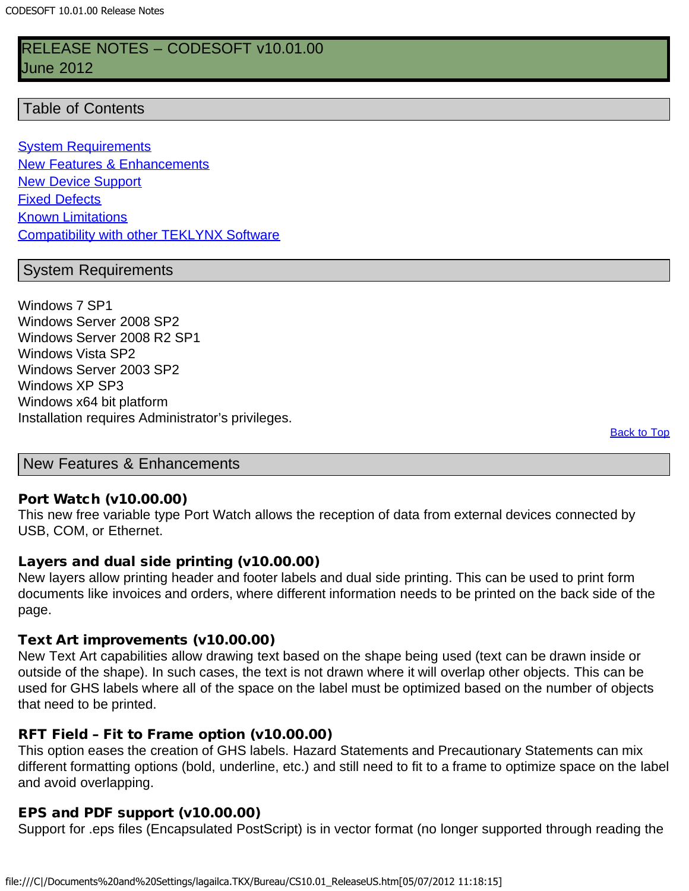# RELEASE NOTES – CODESOFT v10.01.00
June 2012

## Table of Contents

[System Requirements](#)
[New Features & Enhancements](#)
[New Device Support](#)
[Fixed Defects](#)
[Known Limitations](#)
[Compatibility with other TEKLYNX Software](#)

## System Requirements

Windows 7 SP1
Windows Server 2008 SP2
Windows Server 2008 R2 SP1
Windows Vista SP2
Windows Server 2003 SP2
Windows XP SP3
Windows x64 bit platform
Installation requires Administrator's privileges.

[Back to Top](#)

## New Features & Enhancements

**Port Watch (v10.00.00)**
This new free variable type Port Watch allows the reception of data from external devices connected by USB, COM, or Ethernet.

**Layers and dual side printing (v10.00.00)**
New layers allow printing header and footer labels and dual side printing. This can be used to print form documents like invoices and orders, where different information needs to be printed on the back side of the page.

**Text Art improvements (v10.00.00)**
New Text Art capabilities allow drawing text based on the shape being used (text can be drawn inside or outside of the shape). In such cases, the text is not drawn where it will overlap other objects. This can be used for GHS labels where all of the space on the label must be optimized based on the number of objects that need to be printed.

**RFT Field – Fit to Frame option (v10.00.00)**
This option eases the creation of GHS labels. Hazard Statements and Precautionary Statements can mix different formatting options (bold, underline, etc.) and still need to fit to a frame to optimize space on the label and avoid overlapping.

**EPS and PDF support (v10.00.00)**
Support for .eps files (Encapsulated PostScript) is in vector format (no longer supported through reading the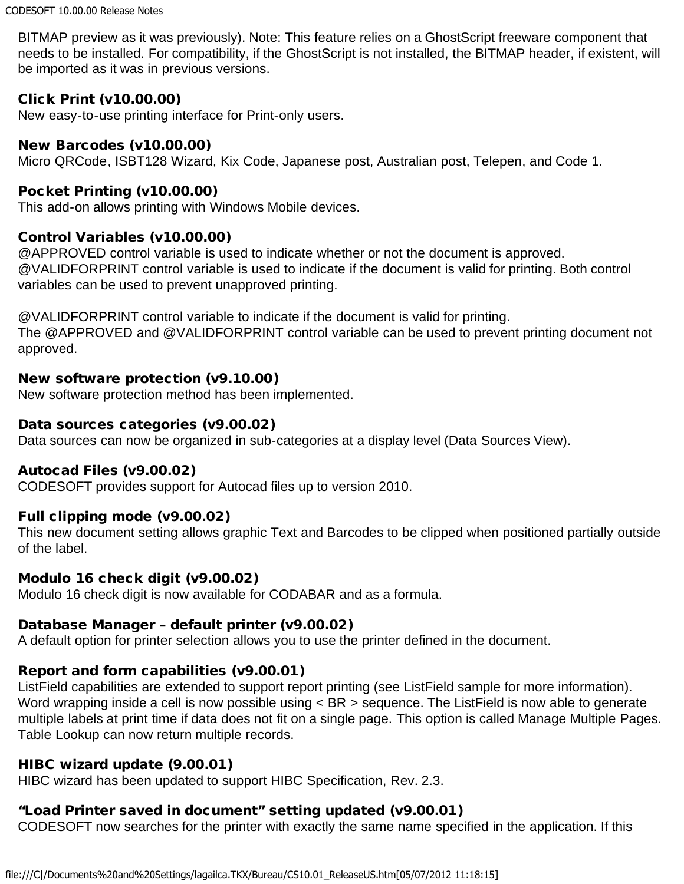BITMAP preview as it was previously). Note: This feature relies on a GhostScript freeware component that needs to be installed. For compatibility, if the GhostScript is not installed, the BITMAP header, if existent, will be imported as it was in previous versions.

**Click Print (v10.00.00)**
New easy-to-use printing interface for Print-only users.

**New Barcodes (v10.00.00)**
Micro QRCode, ISBT128 Wizard, Kix Code, Japanese post, Australian post, Telepen, and Code 1.

**Pocket Printing (v10.00.00)**
This add-on allows printing with Windows Mobile devices.

**Control Variables (v10.00.00)**
@APPROVED control variable is used to indicate whether or not the document is approved.
@VALIDFORPRINT control variable is used to indicate if the document is valid for printing. Both control variables can be used to prevent unapproved printing.

@VALIDFORPRINT control variable to indicate if the document is valid for printing.
The @APPROVED and @VALIDFORPRINT control variable can be used to prevent printing document not approved.

**New software protection (v9.10.00)**
New software protection method has been implemented.

**Data sources categories (v9.00.02)**
Data sources can now be organized in sub-categories at a display level (Data Sources View).

**Autocad Files (v9.00.02)**
CODESOFT provides support for Autocad files up to version 2010.

**Full clipping mode (v9.00.02)**
This new document setting allows graphic Text and Barcodes to be clipped when positioned partially outside of the label.

**Modulo 16 check digit (v9.00.02)**
Modulo 16 check digit is now available for CODABAR and as a formula.

**Database Manager – default printer (v9.00.02)**
A default option for printer selection allows you to use the printer defined in the document.

**Report and form capabilities (v9.00.01)**
ListField capabilities are extended to support report printing (see ListField sample for more information). Word wrapping inside a cell is now possible using < BR > sequence. The ListField is now able to generate multiple labels at print time if data does not fit on a single page. This option is called Manage Multiple Pages. Table Lookup can now return multiple records.

**HIBC wizard update (9.00.01)**
HIBC wizard has been updated to support HIBC Specification, Rev. 2.3.

**“Load Printer saved in document” setting updated (v9.00.01)**
CODESOFT now searches for the printer with exactly the same name specified in the application. If this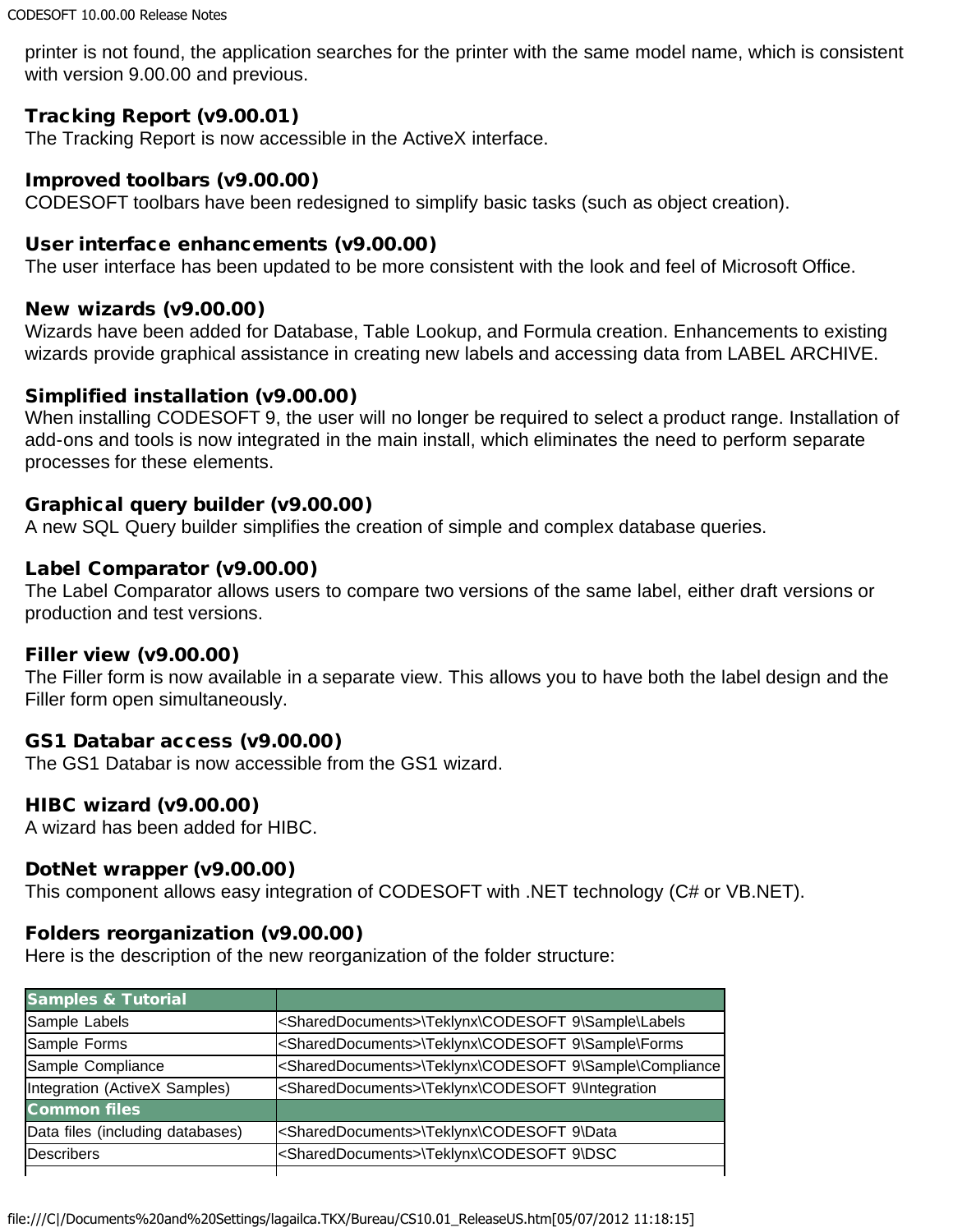printer is not found, the application searches for the printer with the same model name, which is consistent with version 9.00.00 and previous.

### Tracking Report (v9.00.01)

The Tracking Report is now accessible in the ActiveX interface.

### Improved toolbars (v9.00.00)

CODESOFT toolbars have been redesigned to simplify basic tasks (such as object creation).

### User interface enhancements (v9.00.00)

The user interface has been updated to be more consistent with the look and feel of Microsoft Office.

### New wizards (v9.00.00)

Wizards have been added for Database, Table Lookup, and Formula creation. Enhancements to existing wizards provide graphical assistance in creating new labels and accessing data from LABEL ARCHIVE.

### Simplified installation (v9.00.00)

When installing CODESOFT 9, the user will no longer be required to select a product range. Installation of add-ons and tools is now integrated in the main install, which eliminates the need to perform separate processes for these elements.

### Graphical query builder (v9.00.00)

A new SQL Query builder simplifies the creation of simple and complex database queries.

### Label Comparator (v9.00.00)

The Label Comparator allows users to compare two versions of the same label, either draft versions or production and test versions.

### Filler view (v9.00.00)

The Filler form is now available in a separate view. This allows you to have both the label design and the Filler form open simultaneously.

### GS1 Databar access (v9.00.00)

The GS1 Databar is now accessible from the GS1 wizard.

### HIBC wizard (v9.00.00)

A wizard has been added for HIBC.

### DotNet wrapper (v9.00.00)

This component allows easy integration of CODESOFT with .NET technology (C# or VB.NET).

### Folders reorganization (v9.00.00)

Here is the description of the new reorganization of the folder structure:

| **Samples & Tutorial** | |
|---|---|
| Sample Labels | <SharedDocuments>\Teklynx\CODESOFT 9\Sample\Labels |
| Sample Forms | <SharedDocuments>\Teklynx\CODESOFT 9\Sample\Forms |
| Sample Compliance | <SharedDocuments>\Teklynx\CODESOFT 9\Sample\Compliance |
| Integration (ActiveX Samples) | <SharedDocuments>\Teklynx\CODESOFT 9\Integration |
| **Common files** | |
| Data files (including databases) | <SharedDocuments>\Teklynx\CODESOFT 9\Data |
| Describers | <SharedDocuments>\Teklynx\CODESOFT 9\DSC |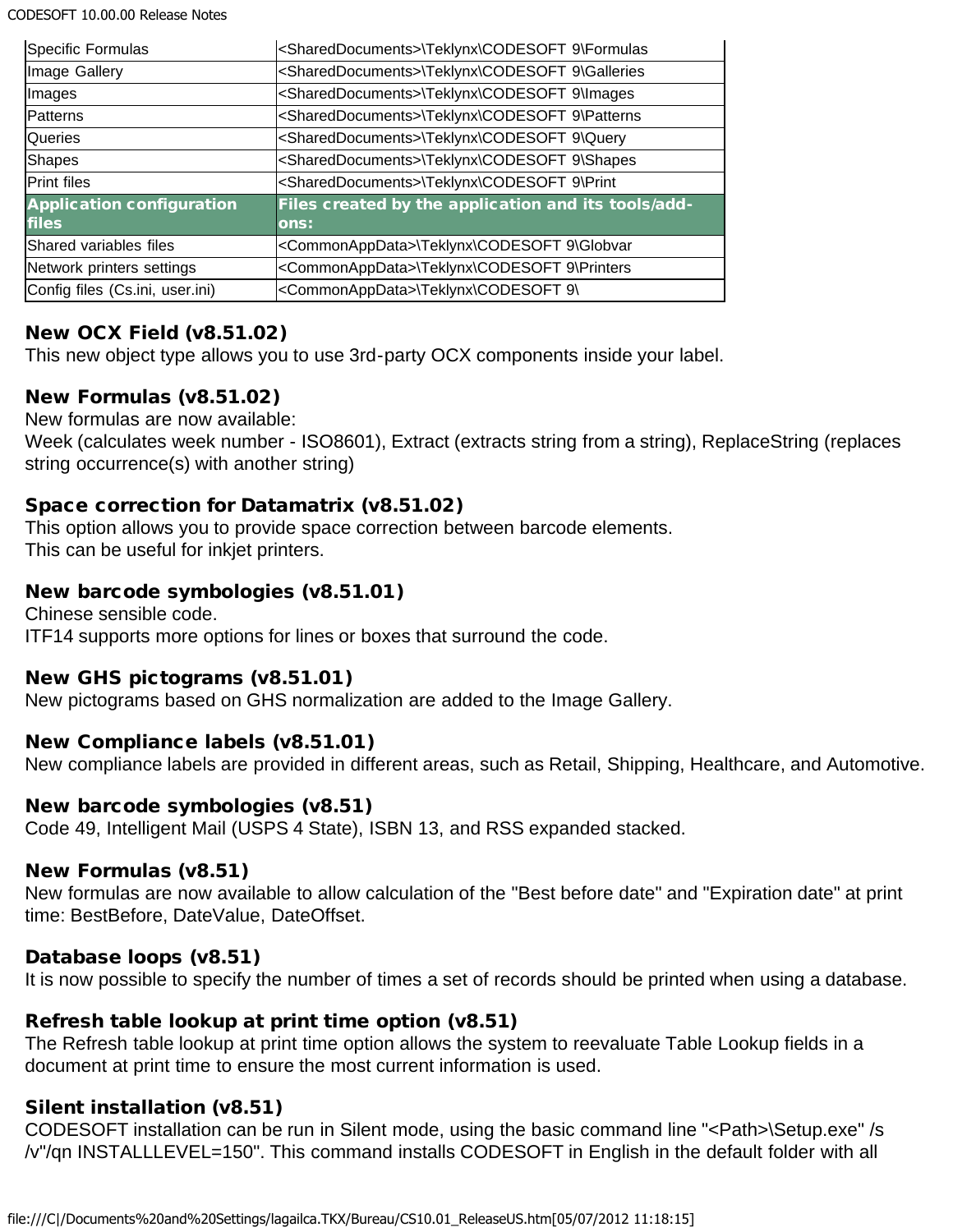| | |
|---|---|
| Specific Formulas | <SharedDocuments>\Teklynx\CODESOFT 9\Formulas |
| Image Gallery | <SharedDocuments>\Teklynx\CODESOFT 9\Galleries |
| Images | <SharedDocuments>\Teklynx\CODESOFT 9\Images |
| Patterns | <SharedDocuments>\Teklynx\CODESOFT 9\Patterns |
| Queries | <SharedDocuments>\Teklynx\CODESOFT 9\Query |
| Shapes | <SharedDocuments>\Teklynx\CODESOFT 9\Shapes |
| Print files | <SharedDocuments>\Teklynx\CODESOFT 9\Print |
| **Application configuration files** | **Files created by the application and its tools/add-ons:** |
| Shared variables files | <CommonAppData>\Teklynx\CODESOFT 9\Globvar |
| Network printers settings | <CommonAppData>\Teklynx\CODESOFT 9\Printers |
| Config files (Cs.ini, user.ini) | <CommonAppData>\Teklynx\CODESOFT 9\ |

**New OCX Field (v8.51.02)**
This new object type allows you to use 3rd-party OCX components inside your label.

**New Formulas (v8.51.02)**
New formulas are now available:
Week (calculates week number - ISO8601), Extract (extracts string from a string), ReplaceString (replaces string occurrence(s) with another string)

**Space correction for Datamatrix (v8.51.02)**
This option allows you to provide space correction between barcode elements.
This can be useful for inkjet printers.

**New barcode symbologies (v8.51.01)**
Chinese sensible code.
ITF14 supports more options for lines or boxes that surround the code.

**New GHS pictograms (v8.51.01)**
New pictograms based on GHS normalization are added to the Image Gallery.

**New Compliance labels (v8.51.01)**
New compliance labels are provided in different areas, such as Retail, Shipping, Healthcare, and Automotive.

**New barcode symbologies (v8.51)**
Code 49, Intelligent Mail (USPS 4 State), ISBN 13, and RSS expanded stacked.

**New Formulas (v8.51)**
New formulas are now available to allow calculation of the "Best before date" and "Expiration date" at print time: BestBefore, DateValue, DateOffset.

**Database loops (v8.51)**
It is now possible to specify the number of times a set of records should be printed when using a database.

**Refresh table lookup at print time option (v8.51)**
The Refresh table lookup at print time option allows the system to reevaluate Table Lookup fields in a document at print time to ensure the most current information is used.

**Silent installation (v8.51)**
CODESOFT installation can be run in Silent mode, using the basic command line "<Path>\Setup.exe" /s /v"/qn INSTALLLEVEL=150". This command installs CODESOFT in English in the default folder with all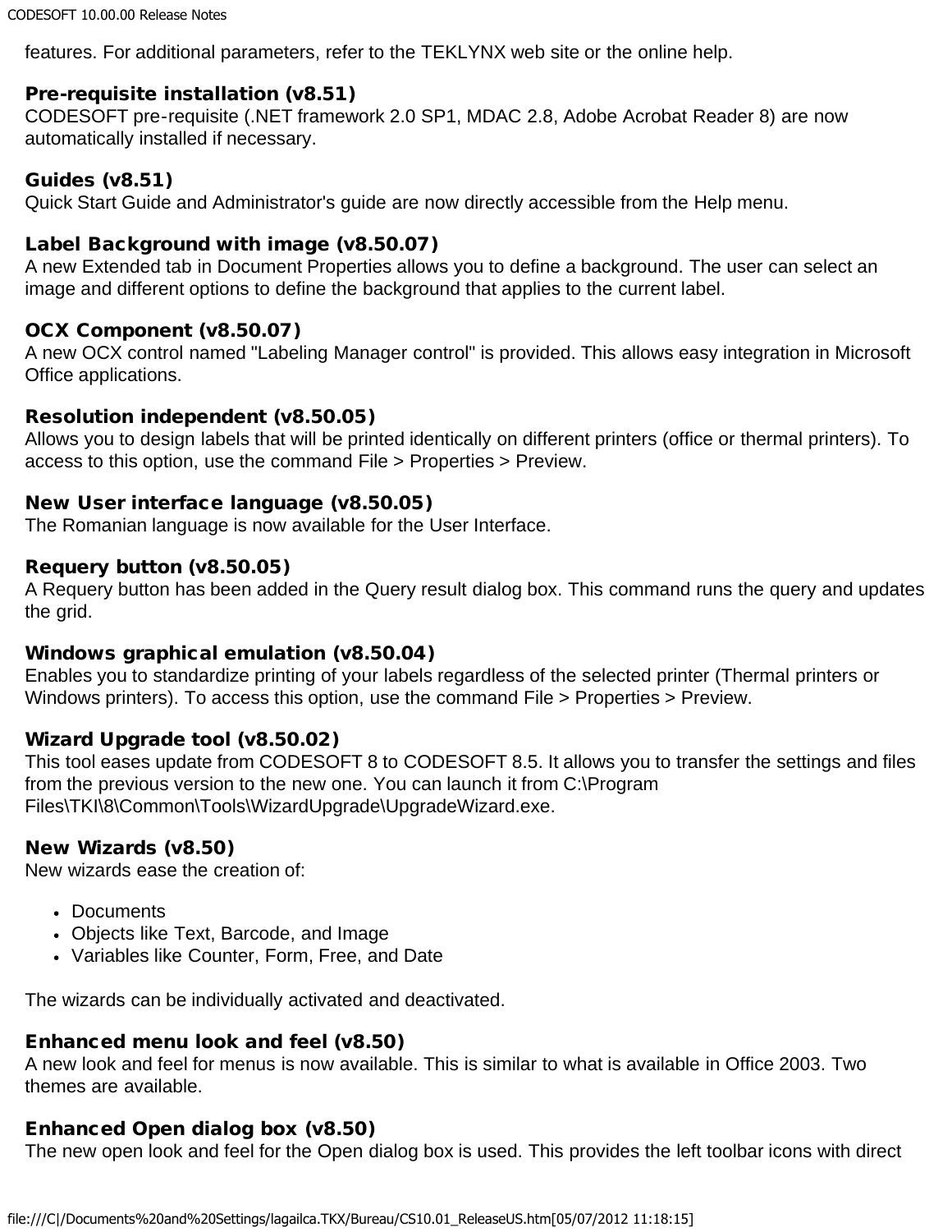features. For additional parameters, refer to the TEKLYNX web site or the online help.

**Pre-requisite installation (v8.51)**
CODESOFT pre-requisite (.NET framework 2.0 SP1, MDAC 2.8, Adobe Acrobat Reader 8) are now automatically installed if necessary.

**Guides (v8.51)**
Quick Start Guide and Administrator's guide are now directly accessible from the Help menu.

**Label Background with image (v8.50.07)**
A new Extended tab in Document Properties allows you to define a background. The user can select an image and different options to define the background that applies to the current label.

**OCX Component (v8.50.07)**
A new OCX control named "Labeling Manager control" is provided. This allows easy integration in Microsoft Office applications.

**Resolution independent (v8.50.05)**
Allows you to design labels that will be printed identically on different printers (office or thermal printers). To access to this option, use the command File > Properties > Preview.

**New User interface language (v8.50.05)**
The Romanian language is now available for the User Interface.

**Requery button (v8.50.05)**
A Requery button has been added in the Query result dialog box. This command runs the query and updates the grid.

**Windows graphical emulation (v8.50.04)**
Enables you to standardize printing of your labels regardless of the selected printer (Thermal printers or Windows printers). To access this option, use the command File > Properties > Preview.

**Wizard Upgrade tool (v8.50.02)**
This tool eases update from CODESOFT 8 to CODESOFT 8.5. It allows you to transfer the settings and files from the previous version to the new one. You can launch it from C:\Program Files\TKI\8\Common\Tools\WizardUpgrade\UpgradeWizard.exe.

**New Wizards (v8.50)**
New wizards ease the creation of:

- Documents
- Objects like Text, Barcode, and Image
- Variables like Counter, Form, Free, and Date

The wizards can be individually activated and deactivated.

**Enhanced menu look and feel (v8.50)**
A new look and feel for menus is now available. This is similar to what is available in Office 2003. Two themes are available.

**Enhanced Open dialog box (v8.50)**
The new open look and feel for the Open dialog box is used. This provides the left toolbar icons with direct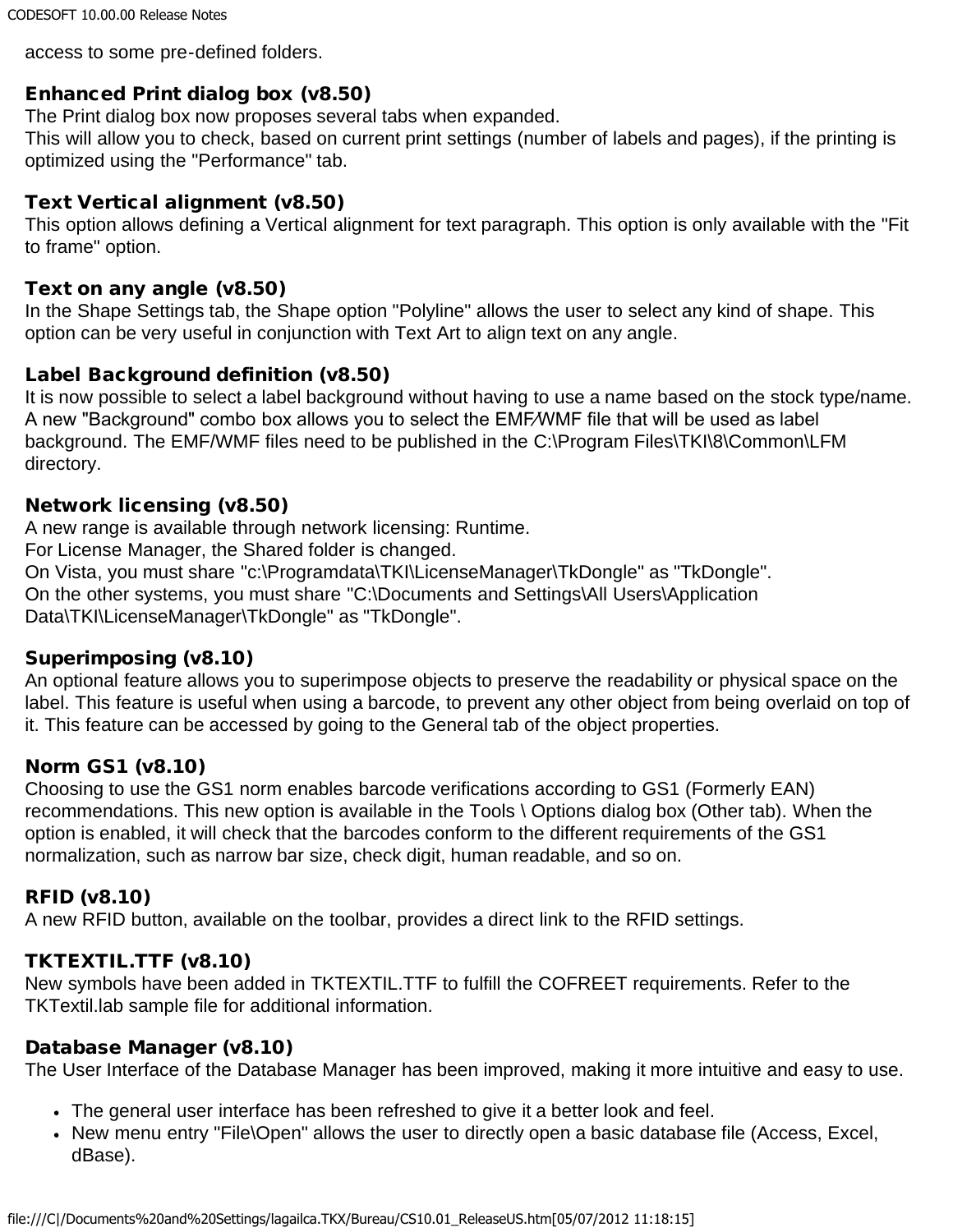access to some pre-defined folders.

### Enhanced Print dialog box (v8.50)

The Print dialog box now proposes several tabs when expanded.
This will allow you to check, based on current print settings (number of labels and pages), if the printing is optimized using the "Performance" tab.

### Text Vertical alignment (v8.50)

This option allows defining a Vertical alignment for text paragraph. This option is only available with the "Fit to frame" option.

### Text on any angle (v8.50)

In the Shape Settings tab, the Shape option "Polyline" allows the user to select any kind of shape. This option can be very useful in conjunction with Text Art to align text on any angle.

### Label Background definition (v8.50)

It is now possible to select a label background without having to use a name based on the stock type/name. A new "Background" combo box allows you to select the EMF/WMF file that will be used as label background. The EMF/WMF files need to be published in the C:\Program Files\TKI\8\Common\LFM directory.

### Network licensing (v8.50)

A new range is available through network licensing: Runtime.
For License Manager, the Shared folder is changed.
On Vista, you must share "c:\Programdata\TKI\LicenseManager\TkDongle" as "TkDongle".
On the other systems, you must share "C:\Documents and Settings\All Users\Application Data\TKI\LicenseManager\TkDongle" as "TkDongle".

### Superimposing (v8.10)

An optional feature allows you to superimpose objects to preserve the readability or physical space on the label. This feature is useful when using a barcode, to prevent any other object from being overlaid on top of it. This feature can be accessed by going to the General tab of the object properties.

### Norm GS1 (v8.10)

Choosing to use the GS1 norm enables barcode verifications according to GS1 (Formerly EAN) recommendations. This new option is available in the Tools \ Options dialog box (Other tab). When the option is enabled, it will check that the barcodes conform to the different requirements of the GS1 normalization, such as narrow bar size, check digit, human readable, and so on.

### RFID (v8.10)

A new RFID button, available on the toolbar, provides a direct link to the RFID settings.

### TKTEXTIL.TTF (v8.10)

New symbols have been added in TKTEXTIL.TTF to fulfill the COFREET requirements. Refer to the TKTextil.lab sample file for additional information.

### Database Manager (v8.10)

The User Interface of the Database Manager has been improved, making it more intuitive and easy to use.

- The general user interface has been refreshed to give it a better look and feel.
- New menu entry "File\Open" allows the user to directly open a basic database file (Access, Excel, dBase).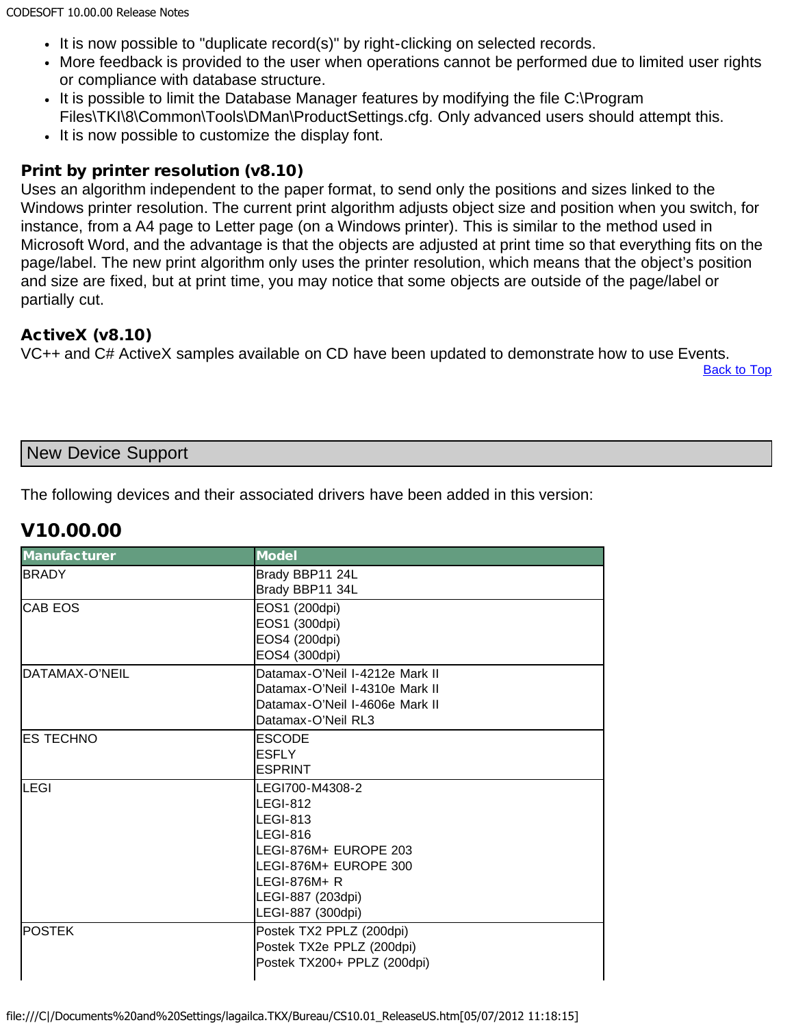- It is now possible to "duplicate record(s)" by right-clicking on selected records.
- More feedback is provided to the user when operations cannot be performed due to limited user rights or compliance with database structure.
- It is possible to limit the Database Manager features by modifying the file C:\Program Files\TKI\8\Common\Tools\DMan\ProductSettings.cfg. Only advanced users should attempt this.
- It is now possible to customize the display font.

**Print by printer resolution (v8.10)**
Uses an algorithm independent to the paper format, to send only the positions and sizes linked to the Windows printer resolution. The current print algorithm adjusts object size and position when you switch, for instance, from a A4 page to Letter page (on a Windows printer). This is similar to the method used in Microsoft Word, and the advantage is that the objects are adjusted at print time so that everything fits on the page/label. The new print algorithm only uses the printer resolution, which means that the object’s position and size are fixed, but at print time, you may notice that some objects are outside of the page/label or partially cut.

**ActiveX (v8.10)**
VC++ and C# ActiveX samples available on CD have been updated to demonstrate how to use Events.

Back to Top

## New Device Support

The following devices and their associated drivers have been added in this version:

### V10.00.00

| Manufacturer | Model |
| --- | --- |
| BRADY | Brady BBP11 24L<br>Brady BBP11 34L |
| CAB EOS | EOS1 (200dpi)<br>EOS1 (300dpi)<br>EOS4 (200dpi)<br>EOS4 (300dpi) |
| DATAMAX-O’NEIL | Datamax-O’Neil I-4212e Mark II<br>Datamax-O’Neil I-4310e Mark II<br>Datamax-O’Neil I-4606e Mark II<br>Datamax-O’Neil RL3 |
| ES TECHNO | ESCODE<br>ESFLY<br>ESPRINT |
| LEGI | LEGI700-M4308-2<br>LEGI-812<br>LEGI-813<br>LEGI-816<br>LEGI-876M+ EUROPE 203<br>LEGI-876M+ EUROPE 300<br>LEGI-876M+ R<br>LEGI-887 (203dpi)<br>LEGI-887 (300dpi) |
| POSTEK | Postek TX2 PPLZ (200dpi)<br>Postek TX2e PPLZ (200dpi)<br>Postek TX200+ PPLZ (200dpi) |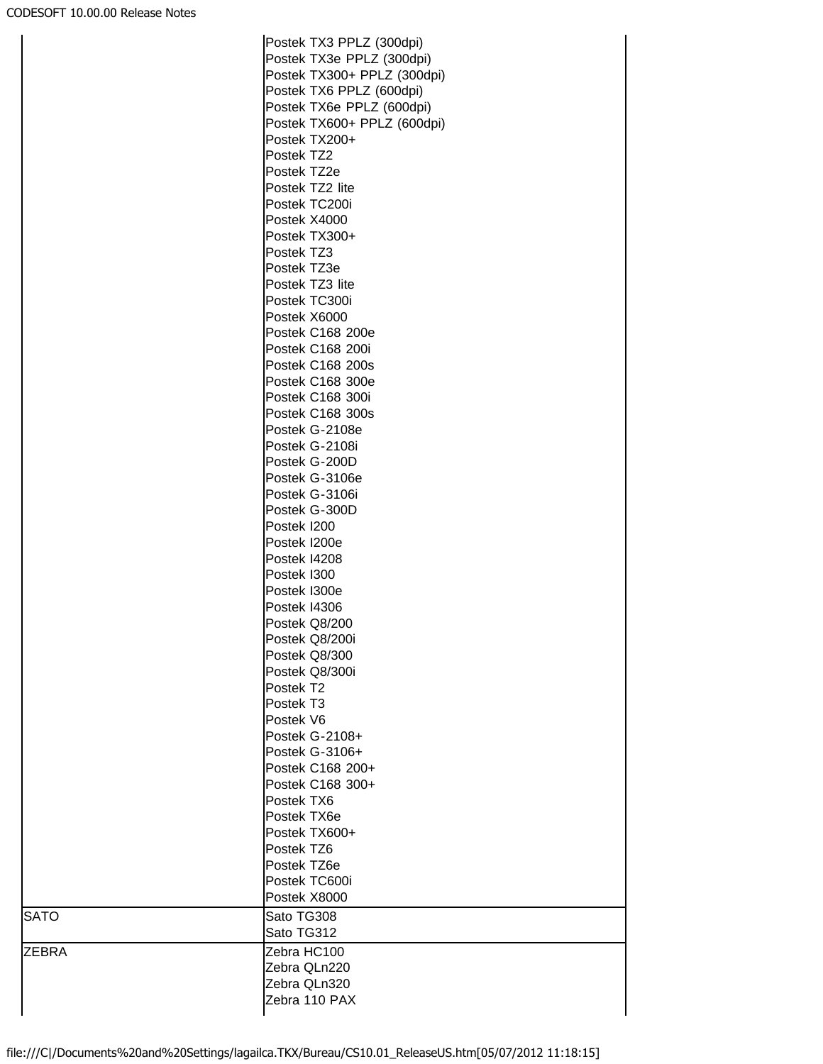| | |
|---|---|
| | Postek TX3 PPLZ (300dpi)<br>Postek TX3e PPLZ (300dpi)<br>Postek TX300+ PPLZ (300dpi)<br>Postek TX6 PPLZ (600dpi)<br>Postek TX6e PPLZ (600dpi)<br>Postek TX600+ PPLZ (600dpi)<br>Postek TX200+<br>Postek TZ2<br>Postek TZ2e<br>Postek TZ2 lite<br>Postek TC200i<br>Postek X4000<br>Postek TX300+<br>Postek TZ3<br>Postek TZ3e<br>Postek TZ3 lite<br>Postek TC300i<br>Postek X6000<br>Postek C168 200e<br>Postek C168 200i<br>Postek C168 200s<br>Postek C168 300e<br>Postek C168 300i<br>Postek C168 300s<br>Postek G-2108e<br>Postek G-2108i<br>Postek G-200D<br>Postek G-3106e<br>Postek G-3106i<br>Postek G-300D<br>Postek I200<br>Postek I200e<br>Postek I4208<br>Postek I300<br>Postek I300e<br>Postek I4306<br>Postek Q8/200<br>Postek Q8/200i<br>Postek Q8/300<br>Postek Q8/300i<br>Postek T2<br>Postek T3<br>Postek V6<br>Postek G-2108+<br>Postek G-3106+<br>Postek C168 200+<br>Postek C168 300+<br>Postek TX6<br>Postek TX6e<br>Postek TX600+<br>Postek TZ6<br>Postek TZ6e<br>Postek TC600i<br>Postek X8000 |
| SATO | Sato TG308<br>Sato TG312 |
| ZEBRA | Zebra HC100<br>Zebra QLn220<br>Zebra QLn320<br>Zebra 110 PAX |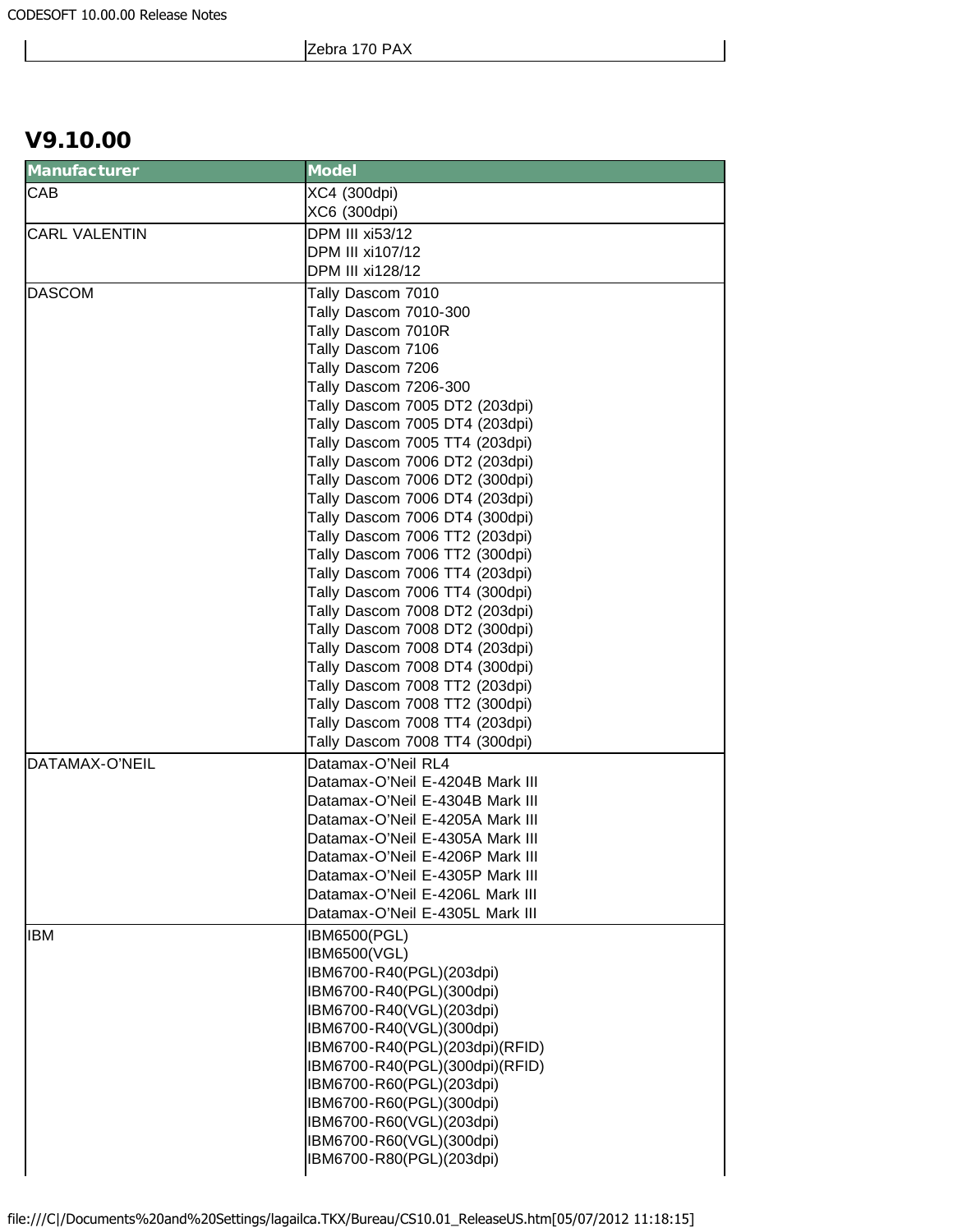| | Zebra 170 PAX |
|---|---|

## V9.10.00

| Manufacturer | Model |
|---|---|
| CAB | XC4 (300dpi)<br>XC6 (300dpi) |
| CARL VALENTIN | DPM III xi53/12<br>DPM III xi107/12<br>DPM III xi128/12 |
| DASCOM | Tally Dascom 7010<br>Tally Dascom 7010-300<br>Tally Dascom 7010R<br>Tally Dascom 7106<br>Tally Dascom 7206<br>Tally Dascom 7206-300<br>Tally Dascom 7005 DT2 (203dpi)<br>Tally Dascom 7005 DT4 (203dpi)<br>Tally Dascom 7005 TT4 (203dpi)<br>Tally Dascom 7006 DT2 (203dpi)<br>Tally Dascom 7006 DT2 (300dpi)<br>Tally Dascom 7006 DT4 (203dpi)<br>Tally Dascom 7006 DT4 (300dpi)<br>Tally Dascom 7006 TT2 (203dpi)<br>Tally Dascom 7006 TT2 (300dpi)<br>Tally Dascom 7006 TT4 (203dpi)<br>Tally Dascom 7006 TT4 (300dpi)<br>Tally Dascom 7008 DT2 (203dpi)<br>Tally Dascom 7008 DT2 (300dpi)<br>Tally Dascom 7008 DT4 (203dpi)<br>Tally Dascom 7008 DT4 (300dpi)<br>Tally Dascom 7008 TT2 (203dpi)<br>Tally Dascom 7008 TT2 (300dpi)<br>Tally Dascom 7008 TT4 (203dpi)<br>Tally Dascom 7008 TT4 (300dpi) |
| DATAMAX-O'NEIL | Datamax-O'Neil RL4<br>Datamax-O'Neil E-4204B Mark III<br>Datamax-O'Neil E-4304B Mark III<br>Datamax-O'Neil E-4205A Mark III<br>Datamax-O'Neil E-4305A Mark III<br>Datamax-O'Neil E-4206P Mark III<br>Datamax-O'Neil E-4305P Mark III<br>Datamax-O'Neil E-4206L Mark III<br>Datamax-O'Neil E-4305L Mark III |
| IBM | IBM6500(PGL)<br>IBM6500(VGL)<br>IBM6700-R40(PGL)(203dpi)<br>IBM6700-R40(PGL)(300dpi)<br>IBM6700-R40(VGL)(203dpi)<br>IBM6700-R40(VGL)(300dpi)<br>IBM6700-R40(PGL)(203dpi)(RFID)<br>IBM6700-R40(PGL)(300dpi)(RFID)<br>IBM6700-R60(PGL)(203dpi)<br>IBM6700-R60(PGL)(300dpi)<br>IBM6700-R60(VGL)(203dpi)<br>IBM6700-R60(VGL)(300dpi)<br>IBM6700-R80(PGL)(203dpi) |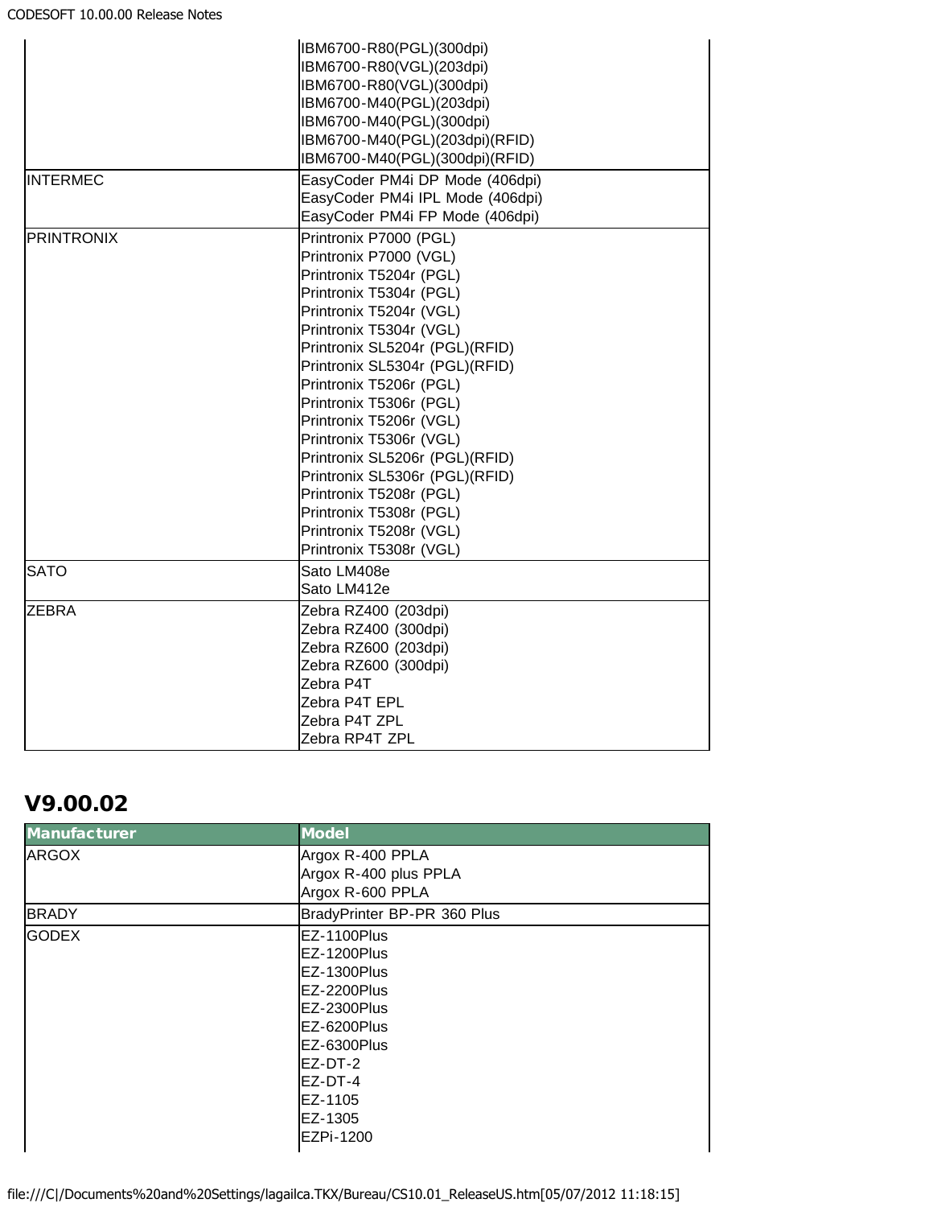| Manufacturer | Model |
|---|---|
| | IBM6700-R80(PGL)(300dpi)<br>IBM6700-R80(VGL)(203dpi)<br>IBM6700-R80(VGL)(300dpi)<br>IBM6700-M40(PGL)(203dpi)<br>IBM6700-M40(PGL)(300dpi)<br>IBM6700-M40(PGL)(203dpi)(RFID)<br>IBM6700-M40(PGL)(300dpi)(RFID) |
| INTERMEC | EasyCoder PM4i DP Mode (406dpi)<br>EasyCoder PM4i IPL Mode (406dpi)<br>EasyCoder PM4i FP Mode (406dpi) |
| PRINTRONIX | Printronix P7000 (PGL)<br>Printronix P7000 (VGL)<br>Printronix T5204r (PGL)<br>Printronix T5304r (PGL)<br>Printronix T5204r (VGL)<br>Printronix T5304r (VGL)<br>Printronix SL5204r (PGL)(RFID)<br>Printronix SL5304r (PGL)(RFID)<br>Printronix T5206r (PGL)<br>Printronix T5306r (PGL)<br>Printronix T5206r (VGL)<br>Printronix T5306r (VGL)<br>Printronix SL5206r (PGL)(RFID)<br>Printronix SL5306r (PGL)(RFID)<br>Printronix T5208r (PGL)<br>Printronix T5308r (PGL)<br>Printronix T5208r (VGL)<br>Printronix T5308r (VGL) |
| SATO | Sato LM408e<br>Sato LM412e |
| ZEBRA | Zebra RZ400 (203dpi)<br>Zebra RZ400 (300dpi)<br>Zebra RZ600 (203dpi)<br>Zebra RZ600 (300dpi)<br>Zebra P4T<br>Zebra P4T EPL<br>Zebra P4T ZPL<br>Zebra RP4T ZPL |

## V9.00.02

| Manufacturer | Model |
|---|---|
| ARGOX | Argox R-400 PPLA<br>Argox R-400 plus PPLA<br>Argox R-600 PPLA |
| BRADY | BradyPrinter BP-PR 360 Plus |
| GODEX | EZ-1100Plus<br>EZ-1200Plus<br>EZ-1300Plus<br>EZ-2200Plus<br>EZ-2300Plus<br>EZ-6200Plus<br>EZ-6300Plus<br>EZ-DT-2<br>EZ-DT-4<br>EZ-1105<br>EZ-1305<br>EZPi-1200 |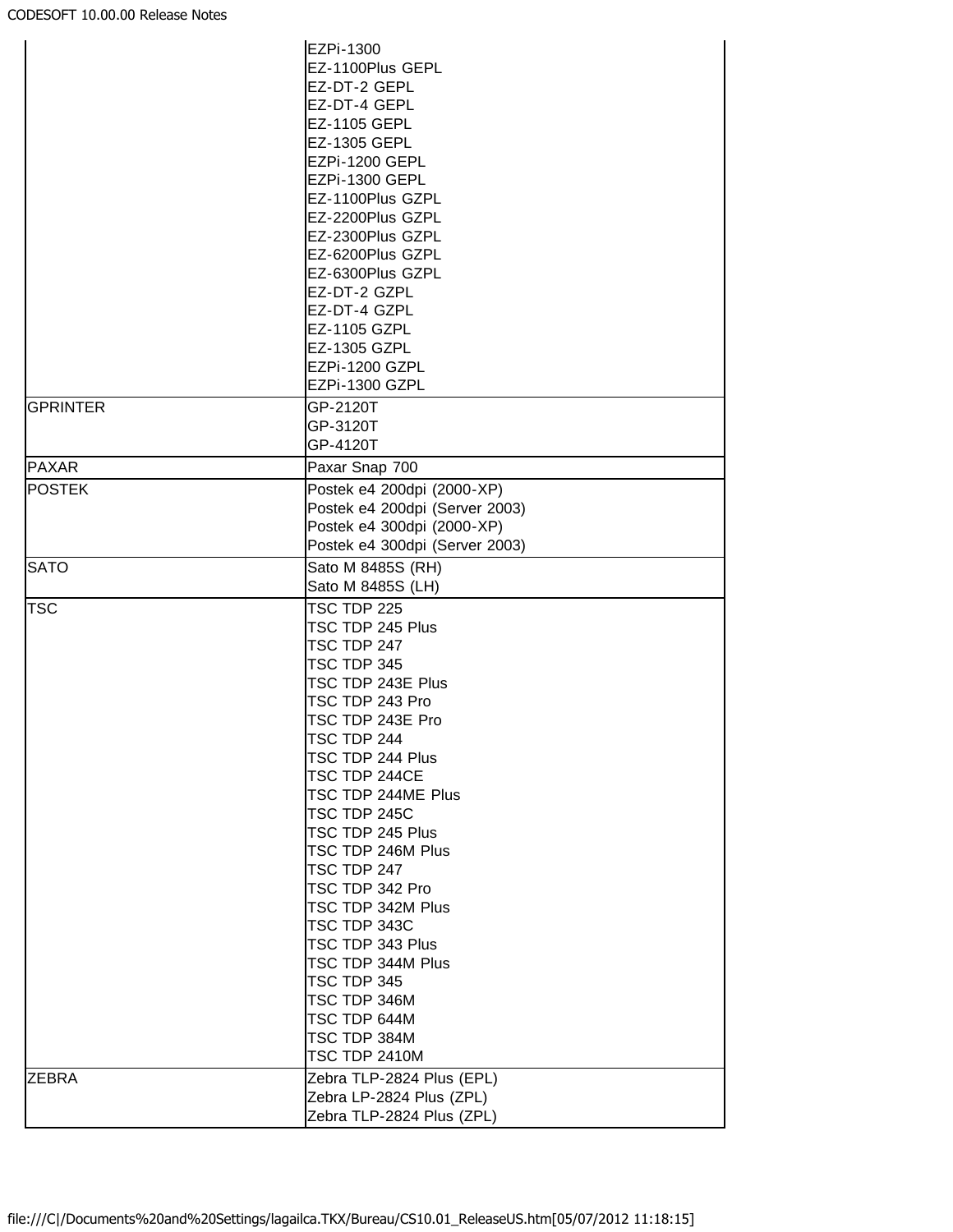| | |
|---|---|
| | EZPi-1300<br>EZ-1100Plus GEPL<br>EZ-DT-2 GEPL<br>EZ-DT-4 GEPL<br>EZ-1105 GEPL<br>EZ-1305 GEPL<br>EZPi-1200 GEPL<br>EZPi-1300 GEPL<br>EZ-1100Plus GZPL<br>EZ-2200Plus GZPL<br>EZ-2300Plus GZPL<br>EZ-6200Plus GZPL<br>EZ-6300Plus GZPL<br>EZ-DT-2 GZPL<br>EZ-DT-4 GZPL<br>EZ-1105 GZPL<br>EZ-1305 GZPL<br>EZPi-1200 GZPL<br>EZPi-1300 GZPL |
| GPRINTER | GP-2120T<br>GP-3120T<br>GP-4120T |
| PAXAR | Paxar Snap 700 |
| POSTEK | Postek e4 200dpi (2000-XP)<br>Postek e4 200dpi (Server 2003)<br>Postek e4 300dpi (2000-XP)<br>Postek e4 300dpi (Server 2003) |
| SATO | Sato M 8485S (RH)<br>Sato M 8485S (LH) |
| TSC | TSC TDP 225<br>TSC TDP 245 Plus<br>TSC TDP 247<br>TSC TDP 345<br>TSC TDP 243E Plus<br>TSC TDP 243 Pro<br>TSC TDP 243E Pro<br>TSC TDP 244<br>TSC TDP 244 Plus<br>TSC TDP 244CE<br>TSC TDP 244ME Plus<br>TSC TDP 245C<br>TSC TDP 245 Plus<br>TSC TDP 246M Plus<br>TSC TDP 247<br>TSC TDP 342 Pro<br>TSC TDP 342M Plus<br>TSC TDP 343C<br>TSC TDP 343 Plus<br>TSC TDP 344M Plus<br>TSC TDP 345<br>TSC TDP 346M<br>TSC TDP 644M<br>TSC TDP 384M<br>TSC TDP 2410M |
| ZEBRA | Zebra TLP-2824 Plus (EPL)<br>Zebra LP-2824 Plus (ZPL)<br>Zebra TLP-2824 Plus (ZPL) |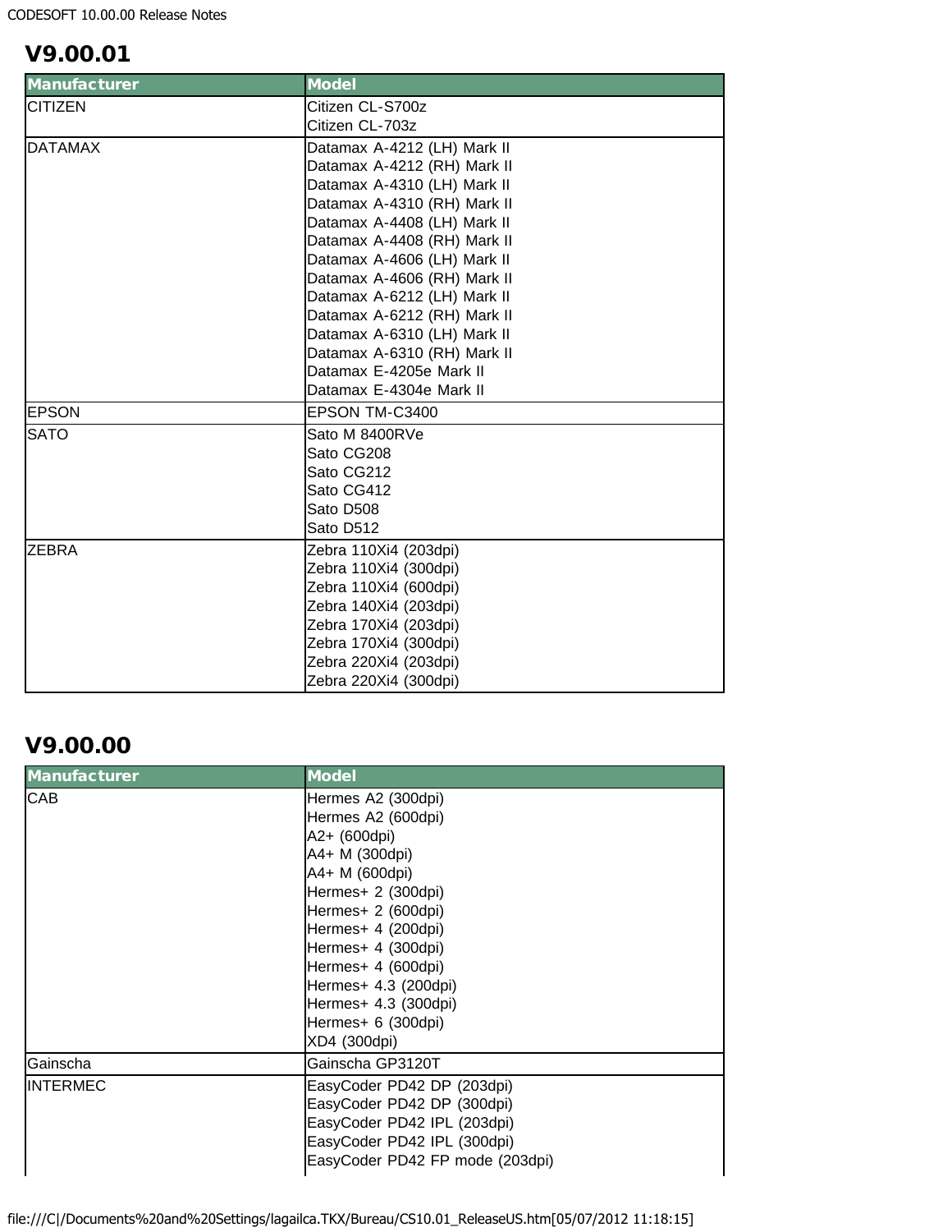## V9.00.01

| Manufacturer | Model |
|---|---|
| CITIZEN | Citizen CL-S700z<br>Citizen CL-703z |
| DATAMAX | Datamax A-4212 (LH) Mark II<br>Datamax A-4212 (RH) Mark II<br>Datamax A-4310 (LH) Mark II<br>Datamax A-4310 (RH) Mark II<br>Datamax A-4408 (LH) Mark II<br>Datamax A-4408 (RH) Mark II<br>Datamax A-4606 (LH) Mark II<br>Datamax A-4606 (RH) Mark II<br>Datamax A-6212 (LH) Mark II<br>Datamax A-6212 (RH) Mark II<br>Datamax A-6310 (LH) Mark II<br>Datamax A-6310 (RH) Mark II<br>Datamax E-4205e Mark II<br>Datamax E-4304e Mark II |
| EPSON | EPSON TM-C3400 |
| SATO | Sato M 8400RVe<br>Sato CG208<br>Sato CG212<br>Sato CG412<br>Sato D508<br>Sato D512 |
| ZEBRA | Zebra 110Xi4 (203dpi)<br>Zebra 110Xi4 (300dpi)<br>Zebra 110Xi4 (600dpi)<br>Zebra 140Xi4 (203dpi)<br>Zebra 170Xi4 (203dpi)<br>Zebra 170Xi4 (300dpi)<br>Zebra 220Xi4 (203dpi)<br>Zebra 220Xi4 (300dpi) |

## V9.00.00

| Manufacturer | Model |
|---|---|
| CAB | Hermes A2 (300dpi)<br>Hermes A2 (600dpi)<br>A2+ (600dpi)<br>A4+ M (300dpi)<br>A4+ M (600dpi)<br>Hermes+ 2 (300dpi)<br>Hermes+ 2 (600dpi)<br>Hermes+ 4 (200dpi)<br>Hermes+ 4 (300dpi)<br>Hermes+ 4 (600dpi)<br>Hermes+ 4.3 (200dpi)<br>Hermes+ 4.3 (300dpi)<br>Hermes+ 6 (300dpi)<br>XD4 (300dpi) |
| Gainscha | Gainscha GP3120T |
| INTERMEC | EasyCoder PD42 DP (203dpi)<br>EasyCoder PD42 DP (300dpi)<br>EasyCoder PD42 IPL (203dpi)<br>EasyCoder PD42 IPL (300dpi)<br>EasyCoder PD42 FP mode (203dpi) |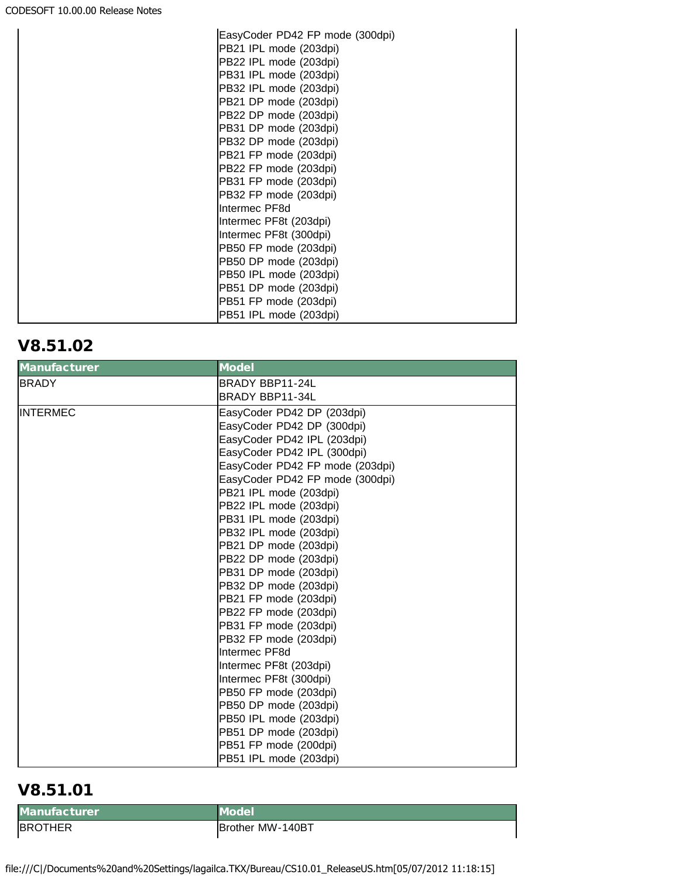| Manufacturer | Model |
|---|---|
| | EasyCoder PD42 FP mode (300dpi)<br>PB21 IPL mode (203dpi)<br>PB22 IPL mode (203dpi)<br>PB31 IPL mode (203dpi)<br>PB32 IPL mode (203dpi)<br>PB21 DP mode (203dpi)<br>PB22 DP mode (203dpi)<br>PB31 DP mode (203dpi)<br>PB32 DP mode (203dpi)<br>PB21 FP mode (203dpi)<br>PB22 FP mode (203dpi)<br>PB31 FP mode (203dpi)<br>PB32 FP mode (203dpi)<br>Intermec PF8d<br>Intermec PF8t (203dpi)<br>Intermec PF8t (300dpi)<br>PB50 FP mode (203dpi)<br>PB50 DP mode (203dpi)<br>PB50 IPL mode (203dpi)<br>PB51 DP mode (203dpi)<br>PB51 FP mode (203dpi)<br>PB51 IPL mode (203dpi) |

## V8.51.02

| Manufacturer | Model |
|---|---|
| BRADY | BRADY BBP11-24L<br>BRADY BBP11-34L |
| INTERMEC | EasyCoder PD42 DP (203dpi)<br>EasyCoder PD42 DP (300dpi)<br>EasyCoder PD42 IPL (203dpi)<br>EasyCoder PD42 IPL (300dpi)<br>EasyCoder PD42 FP mode (203dpi)<br>EasyCoder PD42 FP mode (300dpi)<br>PB21 IPL mode (203dpi)<br>PB22 IPL mode (203dpi)<br>PB31 IPL mode (203dpi)<br>PB32 IPL mode (203dpi)<br>PB21 DP mode (203dpi)<br>PB22 DP mode (203dpi)<br>PB31 DP mode (203dpi)<br>PB32 DP mode (203dpi)<br>PB21 FP mode (203dpi)<br>PB22 FP mode (203dpi)<br>PB31 FP mode (203dpi)<br>PB32 FP mode (203dpi)<br>Intermec PF8d<br>Intermec PF8t (203dpi)<br>Intermec PF8t (300dpi)<br>PB50 FP mode (203dpi)<br>PB50 DP mode (203dpi)<br>PB50 IPL mode (203dpi)<br>PB51 DP mode (203dpi)<br>PB51 FP mode (200dpi)<br>PB51 IPL mode (203dpi) |

## V8.51.01

| Manufacturer | Model |
|---|---|
| BROTHER | Brother MW-140BT |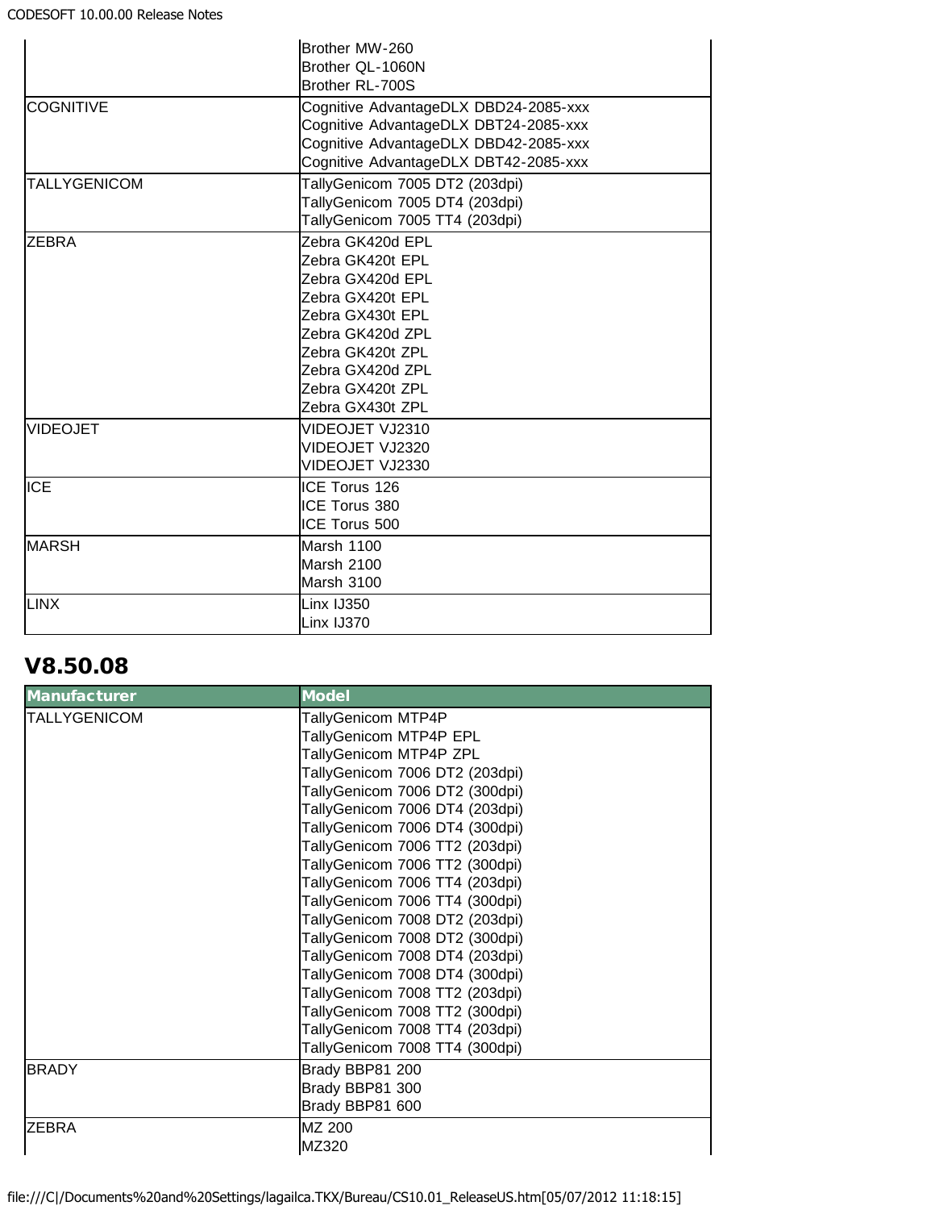| Manufacturer | Model |
|---|---|
| | Brother MW-260<br>Brother QL-1060N<br>Brother RL-700S |
| COGNITIVE | Cognitive AdvantageDLX DBD24-2085-xxx<br>Cognitive AdvantageDLX DBT24-2085-xxx<br>Cognitive AdvantageDLX DBD42-2085-xxx<br>Cognitive AdvantageDLX DBT42-2085-xxx |
| TALLYGENICOM | TallyGenicom 7005 DT2 (203dpi)<br>TallyGenicom 7005 DT4 (203dpi)<br>TallyGenicom 7005 TT4 (203dpi) |
| ZEBRA | Zebra GK420d EPL<br>Zebra GK420t EPL<br>Zebra GX420d EPL<br>Zebra GX420t EPL<br>Zebra GX430t EPL<br>Zebra GK420d ZPL<br>Zebra GK420t ZPL<br>Zebra GX420d ZPL<br>Zebra GX420t ZPL<br>Zebra GX430t ZPL |
| VIDEOJET | VIDEOJET VJ2310<br>VIDEOJET VJ2320<br>VIDEOJET VJ2330 |
| ICE | ICE Torus 126<br>ICE Torus 380<br>ICE Torus 500 |
| MARSH | Marsh 1100<br>Marsh 2100<br>Marsh 3100 |
| LINX | Linx IJ350<br>Linx IJ370 |

## V8.50.08

| Manufacturer | Model |
|---|---|
| TALLYGENICOM | TallyGenicom MTP4P<br>TallyGenicom MTP4P EPL<br>TallyGenicom MTP4P ZPL<br>TallyGenicom 7006 DT2 (203dpi)<br>TallyGenicom 7006 DT2 (300dpi)<br>TallyGenicom 7006 DT4 (203dpi)<br>TallyGenicom 7006 DT4 (300dpi)<br>TallyGenicom 7006 TT2 (203dpi)<br>TallyGenicom 7006 TT2 (300dpi)<br>TallyGenicom 7006 TT4 (203dpi)<br>TallyGenicom 7006 TT4 (300dpi)<br>TallyGenicom 7008 DT2 (203dpi)<br>TallyGenicom 7008 DT2 (300dpi)<br>TallyGenicom 7008 DT4 (203dpi)<br>TallyGenicom 7008 DT4 (300dpi)<br>TallyGenicom 7008 TT2 (203dpi)<br>TallyGenicom 7008 TT2 (300dpi)<br>TallyGenicom 7008 TT4 (203dpi)<br>TallyGenicom 7008 TT4 (300dpi) |
| BRADY | Brady BBP81 200<br>Brady BBP81 300<br>Brady BBP81 600 |
| ZEBRA | MZ 200<br>MZ320 |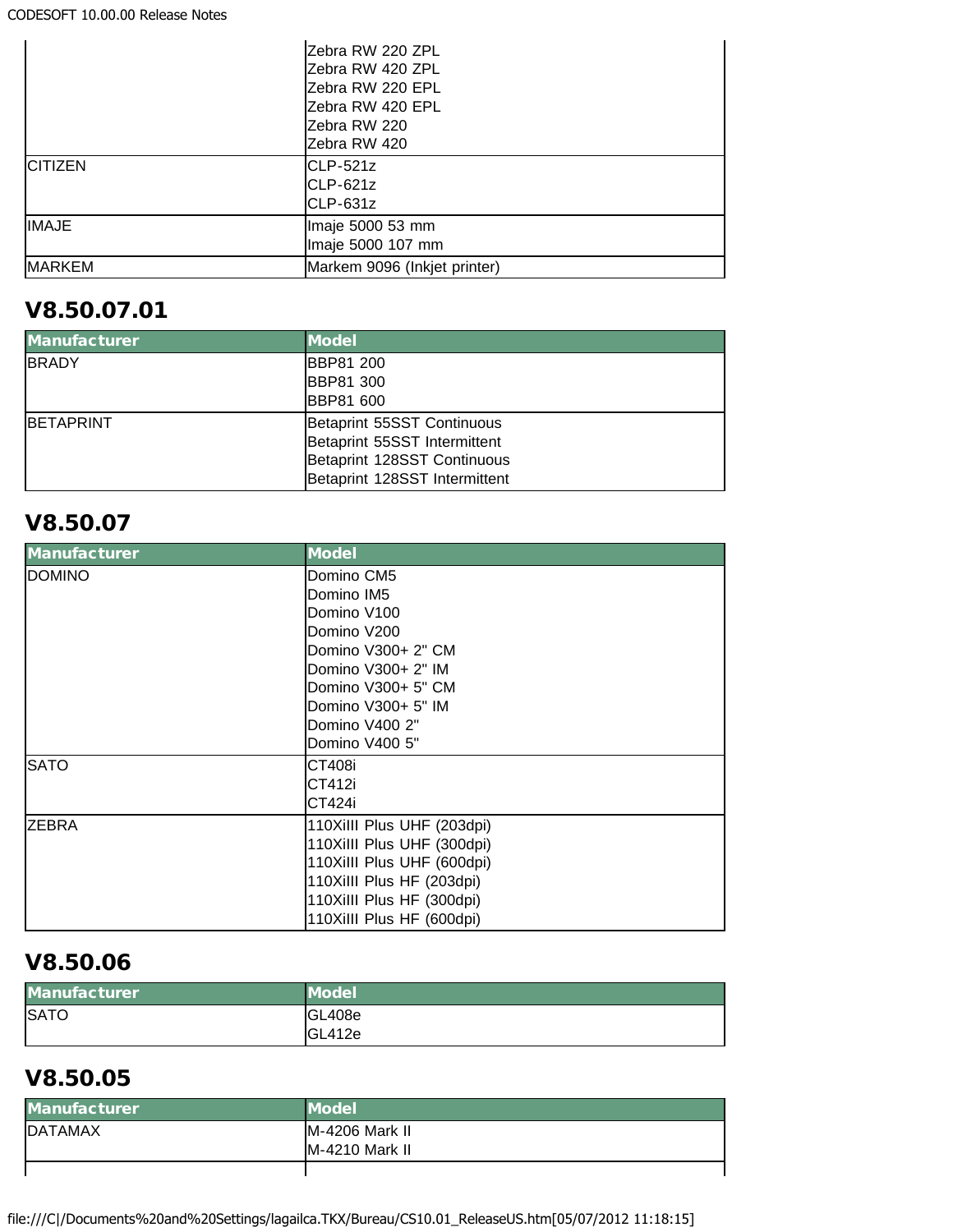| Manufacturer | Model |
| --- | --- |
| | Zebra RW 220 ZPL<br>Zebra RW 420 ZPL<br>Zebra RW 220 EPL<br>Zebra RW 420 EPL<br>Zebra RW 220<br>Zebra RW 420 |
| CITIZEN | CLP-521z<br>CLP-621z<br>CLP-631z |
| IMAJE | Imaje 5000 53 mm<br>Imaje 5000 107 mm |
| MARKEM | Markem 9096 (Inkjet printer) |

## V8.50.07.01

| Manufacturer | Model |
| --- | --- |
| BRADY | BBP81 200<br>BBP81 300<br>BBP81 600 |
| BETAPRINT | Betaprint 55SST Continuous<br>Betaprint 55SST Intermittent<br>Betaprint 128SST Continuous<br>Betaprint 128SST Intermittent |

## V8.50.07

| Manufacturer | Model |
| --- | --- |
| DOMINO | Domino CM5<br>Domino IM5<br>Domino V100<br>Domino V200<br>Domino V300+ 2" CM<br>Domino V300+ 2" IM<br>Domino V300+ 5" CM<br>Domino V300+ 5" IM<br>Domino V400 2"<br>Domino V400 5" |
| SATO | CT408i<br>CT412i<br>CT424i |
| ZEBRA | 110XiIII Plus UHF (203dpi)<br>110XiIII Plus UHF (300dpi)<br>110XiIII Plus UHF (600dpi)<br>110XiIII Plus HF (203dpi)<br>110XiIII Plus HF (300dpi)<br>110XiIII Plus HF (600dpi) |

## V8.50.06

| Manufacturer | Model |
| --- | --- |
| SATO | GL408e<br>GL412e |

## V8.50.05

| Manufacturer | Model |
| --- | --- |
| DATAMAX | M-4206 Mark II<br>M-4210 Mark II |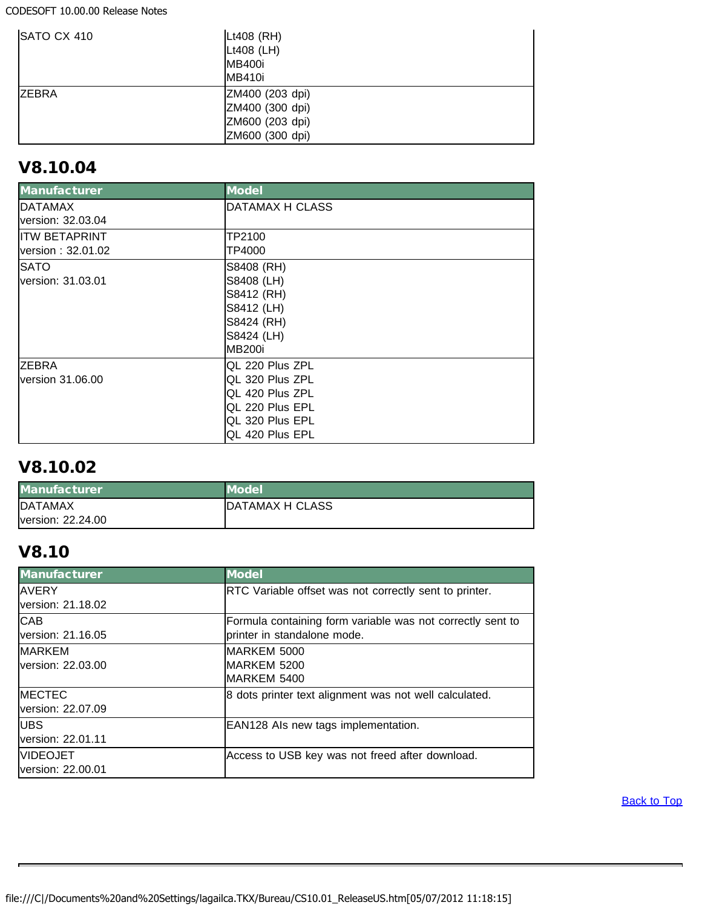| | |
|---|---|
| SATO CX 410 | Lt408 (RH)<br>Lt408 (LH)<br>MB400i<br>MB410i |
| ZEBRA | ZM400 (203 dpi)<br>ZM400 (300 dpi)<br>ZM600 (203 dpi)<br>ZM600 (300 dpi) |

## V8.10.04

| Manufacturer | Model |
|---|---|
| DATAMAX<br>version: 32.03.04 | DATAMAX H CLASS |
| ITW BETAPRINT<br>version : 32.01.02 | TP2100<br>TP4000 |
| SATO<br>version: 31.03.01 | S8408 (RH)<br>S8408 (LH)<br>S8412 (RH)<br>S8412 (LH)<br>S8424 (RH)<br>S8424 (LH)<br>MB200i |
| ZEBRA<br>version 31.06.00 | QL 220 Plus ZPL<br>QL 320 Plus ZPL<br>QL 420 Plus ZPL<br>QL 220 Plus EPL<br>QL 320 Plus EPL<br>QL 420 Plus EPL |

## V8.10.02

| Manufacturer | Model |
|---|---|
| DATAMAX<br>version: 22.24.00 | DATAMAX H CLASS |

## V8.10

| Manufacturer | Model |
|---|---|
| AVERY<br>version: 21.18.02 | RTC Variable offset was not correctly sent to printer. |
| CAB<br>version: 21.16.05 | Formula containing form variable was not correctly sent to printer in standalone mode. |
| MARKEM<br>version: 22.03.00 | MARKEM 5000<br>MARKEM 5200<br>MARKEM 5400 |
| MECTEC<br>version: 22.07.09 | 8 dots printer text alignment was not well calculated. |
| UBS<br>version: 22.01.11 | EAN128 AIs new tags implementation. |
| VIDEOJET<br>version: 22.00.01 | Access to USB key was not freed after download. |

Back to Top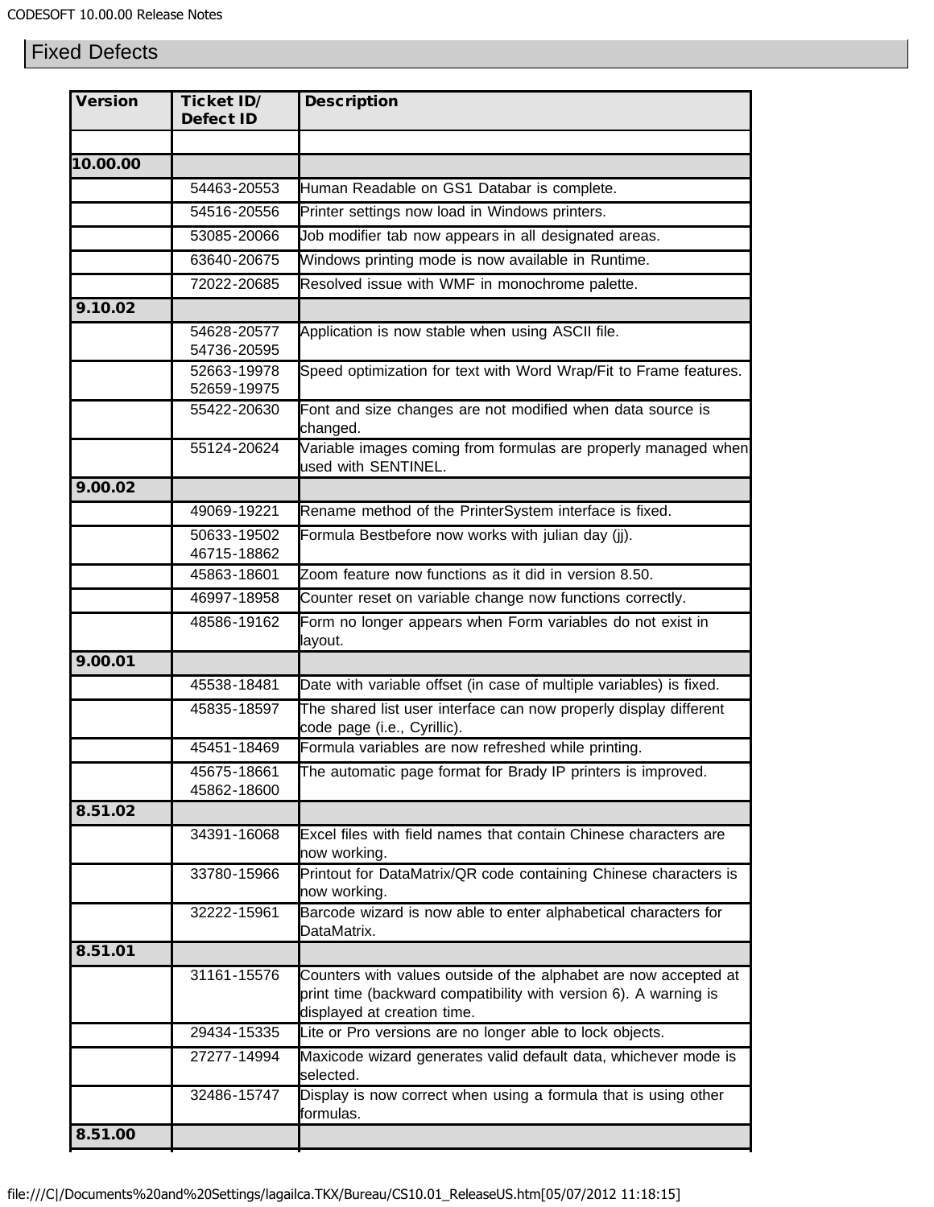## Fixed Defects

| Version | Ticket ID/ Defect ID | Description |
|---|---|---|
| | | |
| **10.00.00** | | |
| | 54463-20553 | Human Readable on GS1 Databar is complete. |
| | 54516-20556 | Printer settings now load in Windows printers. |
| | 53085-20066 | Job modifier tab now appears in all designated areas. |
| | 63640-20675 | Windows printing mode is now available in Runtime. |
| | 72022-20685 | Resolved issue with WMF in monochrome palette. |
| **9.10.02** | | |
| | 54628-20577 54736-20595 | Application is now stable when using ASCII file. |
| | 52663-19978 52659-19975 | Speed optimization for text with Word Wrap/Fit to Frame features. |
| | 55422-20630 | Font and size changes are not modified when data source is changed. |
| | 55124-20624 | Variable images coming from formulas are properly managed when used with SENTINEL. |
| **9.00.02** | | |
| | 49069-19221 | Rename method of the PrinterSystem interface is fixed. |
| | 50633-19502 46715-18862 | Formula Bestbefore now works with julian day (jj). |
| | 45863-18601 | Zoom feature now functions as it did in version 8.50. |
| | 46997-18958 | Counter reset on variable change now functions correctly. |
| | 48586-19162 | Form no longer appears when Form variables do not exist in layout. |
| **9.00.01** | | |
| | 45538-18481 | Date with variable offset (in case of multiple variables) is fixed. |
| | 45835-18597 | The shared list user interface can now properly display different code page (i.e., Cyrillic). |
| | 45451-18469 | Formula variables are now refreshed while printing. |
| | 45675-18661 45862-18600 | The automatic page format for Brady IP printers is improved. |
| **8.51.02** | | |
| | 34391-16068 | Excel files with field names that contain Chinese characters are now working. |
| | 33780-15966 | Printout for DataMatrix/QR code containing Chinese characters is now working. |
| | 32222-15961 | Barcode wizard is now able to enter alphabetical characters for DataMatrix. |
| **8.51.01** | | |
| | 31161-15576 | Counters with values outside of the alphabet are now accepted at print time (backward compatibility with version 6). A warning is displayed at creation time. |
| | 29434-15335 | Lite or Pro versions are no longer able to lock objects. |
| | 27277-14994 | Maxicode wizard generates valid default data, whichever mode is selected. |
| | 32486-15747 | Display is now correct when using a formula that is using other formulas. |
| **8.51.00** | | |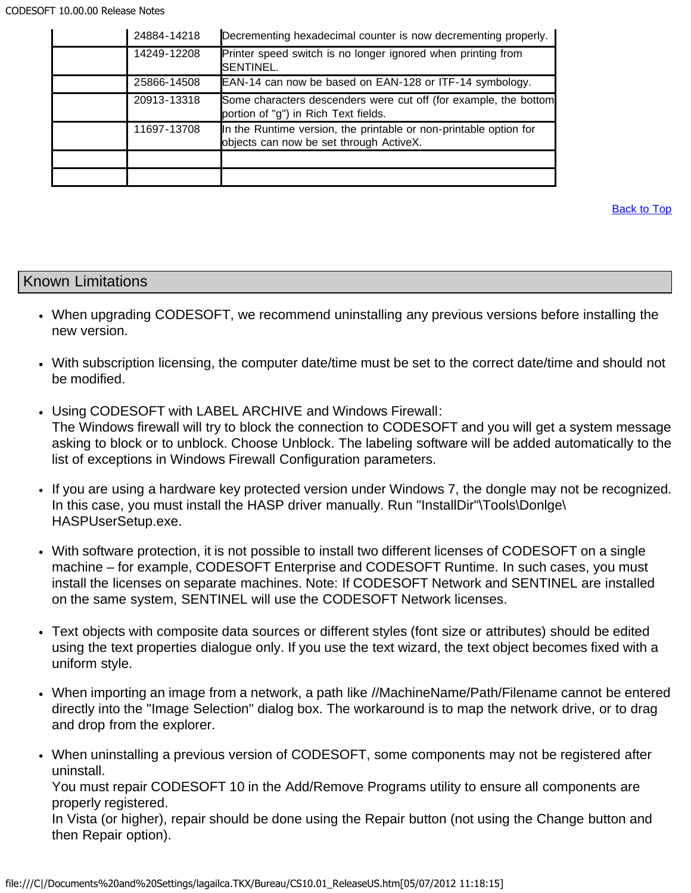|  |  |  |
|---|---|---|
|  | 24884-14218 | Decrementing hexadecimal counter is now decrementing properly. |
|  | 14249-12208 | Printer speed switch is no longer ignored when printing from SENTINEL. |
|  | 25866-14508 | EAN-14 can now be based on EAN-128 or ITF-14 symbology. |
|  | 20913-13318 | Some characters descenders were cut off (for example, the bottom portion of "g") in Rich Text fields. |
|  | 11697-13708 | In the Runtime version, the printable or non-printable option for objects can now be set through ActiveX. |
|  |  |  |
|  |  |  |

Back to Top

## Known Limitations

- When upgrading CODESOFT, we recommend uninstalling any previous versions before installing the new version.
- With subscription licensing, the computer date/time must be set to the correct date/time and should not be modified.
- Using CODESOFT with LABEL ARCHIVE and Windows Firewall:
  The Windows firewall will try to block the connection to CODESOFT and you will get a system message asking to block or to unblock. Choose Unblock. The labeling software will be added automatically to the list of exceptions in Windows Firewall Configuration parameters.
- If you are using a hardware key protected version under Windows 7, the dongle may not be recognized. In this case, you must install the HASP driver manually. Run "InstallDir"\Tools\Donlge\HASPUserSetup.exe.
- With software protection, it is not possible to install two different licenses of CODESOFT on a single machine – for example, CODESOFT Enterprise and CODESOFT Runtime. In such cases, you must install the licenses on separate machines. Note: If CODESOFT Network and SENTINEL are installed on the same system, SENTINEL will use the CODESOFT Network licenses.
- Text objects with composite data sources or different styles (font size or attributes) should be edited using the text properties dialogue only. If you use the text wizard, the text object becomes fixed with a uniform style.
- When importing an image from a network, a path like //MachineName/Path/Filename cannot be entered directly into the "Image Selection" dialog box. The workaround is to map the network drive, or to drag and drop from the explorer.
- When uninstalling a previous version of CODESOFT, some components may not be registered after uninstall.
  You must repair CODESOFT 10 in the Add/Remove Programs utility to ensure all components are properly registered.
  In Vista (or higher), repair should be done using the Repair button (not using the Change button and then Repair option).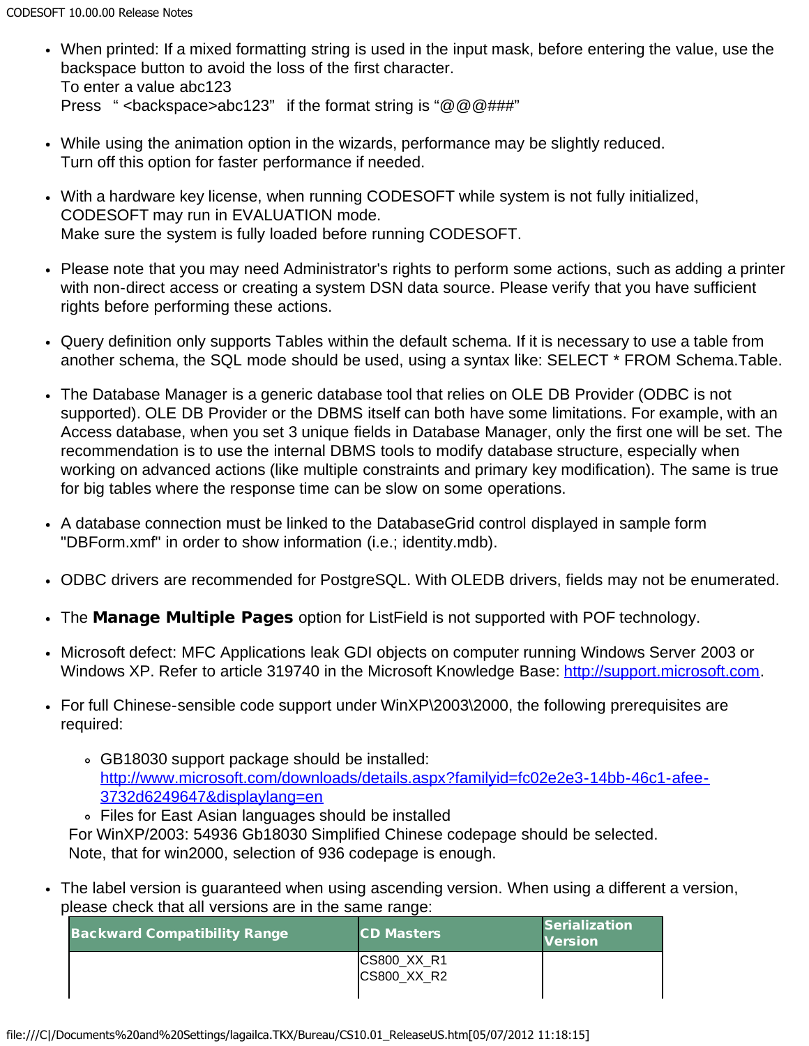- When printed: If a mixed formatting string is used in the input mask, before entering the value, use the backspace button to avoid the loss of the first character.
  To enter a value abc123
  Press " <backspace>abc123" if the format string is "@@@###"

- While using the animation option in the wizards, performance may be slightly reduced.
  Turn off this option for faster performance if needed.

- With a hardware key license, when running CODESOFT while system is not fully initialized, CODESOFT may run in EVALUATION mode.
  Make sure the system is fully loaded before running CODESOFT.

- Please note that you may need Administrator's rights to perform some actions, such as adding a printer with non-direct access or creating a system DSN data source. Please verify that you have sufficient rights before performing these actions.

- Query definition only supports Tables within the default schema. If it is necessary to use a table from another schema, the SQL mode should be used, using a syntax like: SELECT * FROM Schema.Table.

- The Database Manager is a generic database tool that relies on OLE DB Provider (ODBC is not supported). OLE DB Provider or the DBMS itself can both have some limitations. For example, with an Access database, when you set 3 unique fields in Database Manager, only the first one will be set. The recommendation is to use the internal DBMS tools to modify database structure, especially when working on advanced actions (like multiple constraints and primary key modification). The same is true for big tables where the response time can be slow on some operations.

- A database connection must be linked to the DatabaseGrid control displayed in sample form "DBForm.xmf" in order to show information (i.e.; identity.mdb).

- ODBC drivers are recommended for PostgreSQL. With OLEDB drivers, fields may not be enumerated.

- The **Manage Multiple Pages** option for ListField is not supported with POF technology.

- Microsoft defect: MFC Applications leak GDI objects on computer running Windows Server 2003 or Windows XP. Refer to article 319740 in the Microsoft Knowledge Base: http://support.microsoft.com.

- For full Chinese-sensible code support under WinXP\2003\2000, the following prerequisites are required:

  - GB18030 support package should be installed: http://www.microsoft.com/downloads/details.aspx?familyid=fc02e2e3-14bb-46c1-afee-3732d6249647&displaylang=en
  - Files for East Asian languages should be installed

  For WinXP/2003: 54936 Gb18030 Simplified Chinese codepage should be selected.
  Note, that for win2000, selection of 936 codepage is enough.

- The label version is guaranteed when using ascending version. When using a different a version, please check that all versions are in the same range:

| Backward Compatibility Range | CD Masters | Serialization Version |
|---|---|---|
| | CS800_XX_R1<br>CS800_XX_R2 | |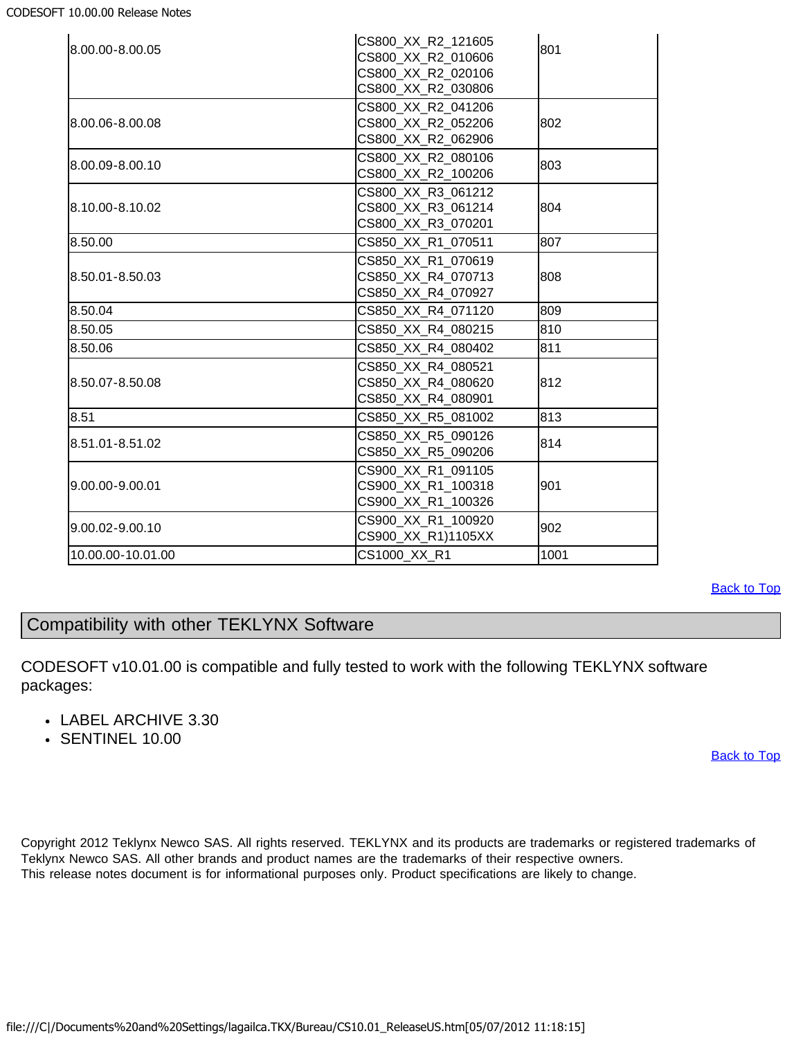| | | |
|---|---|---|
| 8.00.00-8.00.05 | CS800_XX_R2_121605<br>CS800_XX_R2_010606<br>CS800_XX_R2_020106<br>CS800_XX_R2_030806 | 801 |
| 8.00.06-8.00.08 | CS800_XX_R2_041206<br>CS800_XX_R2_052206<br>CS800_XX_R2_062906 | 802 |
| 8.00.09-8.00.10 | CS800_XX_R2_080106<br>CS800_XX_R2_100206 | 803 |
| 8.10.00-8.10.02 | CS800_XX_R3_061212<br>CS800_XX_R3_061214<br>CS800_XX_R3_070201 | 804 |
| 8.50.00 | CS850_XX_R1_070511 | 807 |
| 8.50.01-8.50.03 | CS850_XX_R1_070619<br>CS850_XX_R4_070713<br>CS850_XX_R4_070927 | 808 |
| 8.50.04 | CS850_XX_R4_071120 | 809 |
| 8.50.05 | CS850_XX_R4_080215 | 810 |
| 8.50.06 | CS850_XX_R4_080402 | 811 |
| 8.50.07-8.50.08 | CS850_XX_R4_080521<br>CS850_XX_R4_080620<br>CS850_XX_R4_080901 | 812 |
| 8.51 | CS850_XX_R5_081002 | 813 |
| 8.51.01-8.51.02 | CS850_XX_R5_090126<br>CS850_XX_R5_090206 | 814 |
| 9.00.00-9.00.01 | CS900_XX_R1_091105<br>CS900_XX_R1_100318<br>CS900_XX_R1_100326 | 901 |
| 9.00.02-9.00.10 | CS900_XX_R1_100920<br>CS900_XX_R1)1105XX | 902 |
| 10.00.00-10.01.00 | CS1000_XX_R1 | 1001 |

Back to Top

## Compatibility with other TEKLYNX Software

CODESOFT v10.01.00 is compatible and fully tested to work with the following TEKLYNX software packages:

- LABEL ARCHIVE 3.30
- SENTINEL 10.00

Back to Top

Copyright 2012 Teklynx Newco SAS. All rights reserved. TEKLYNX and its products are trademarks or registered trademarks of Teklynx Newco SAS. All other brands and product names are the trademarks of their respective owners.
This release notes document is for informational purposes only. Product specifications are likely to change.